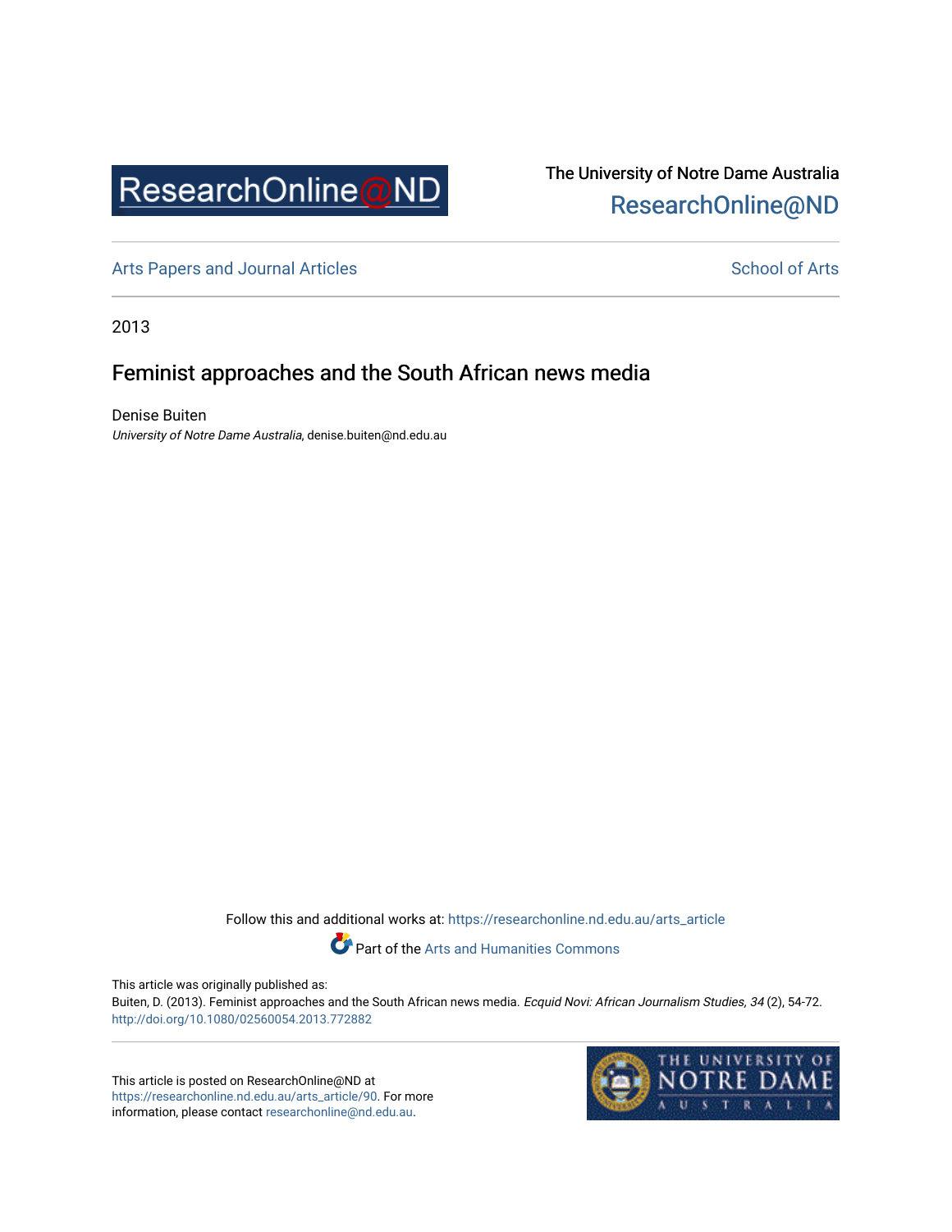The University of Notre Dame Australia
ResearchOnline@ND

Arts Papers and Journal Articles

School of Arts

2013

# Feminist approaches and the South African news media

Denise Buiten
*University of Notre Dame Australia*, denise.buiten@nd.edu.au

Follow this and additional works at: https://researchonline.nd.edu.au/arts_article

Part of the Arts and Humanities Commons

This article was originally published as:
Buiten, D. (2013). Feminist approaches and the South African news media. *Ecquid Novi: African Journalism Studies, 34* (2), 54-72.
http://doi.org/10.1080/02560054.2013.772882

This article is posted on ResearchOnline@ND at https://researchonline.nd.edu.au/arts_article/90. For more information, please contact researchonline@nd.edu.au.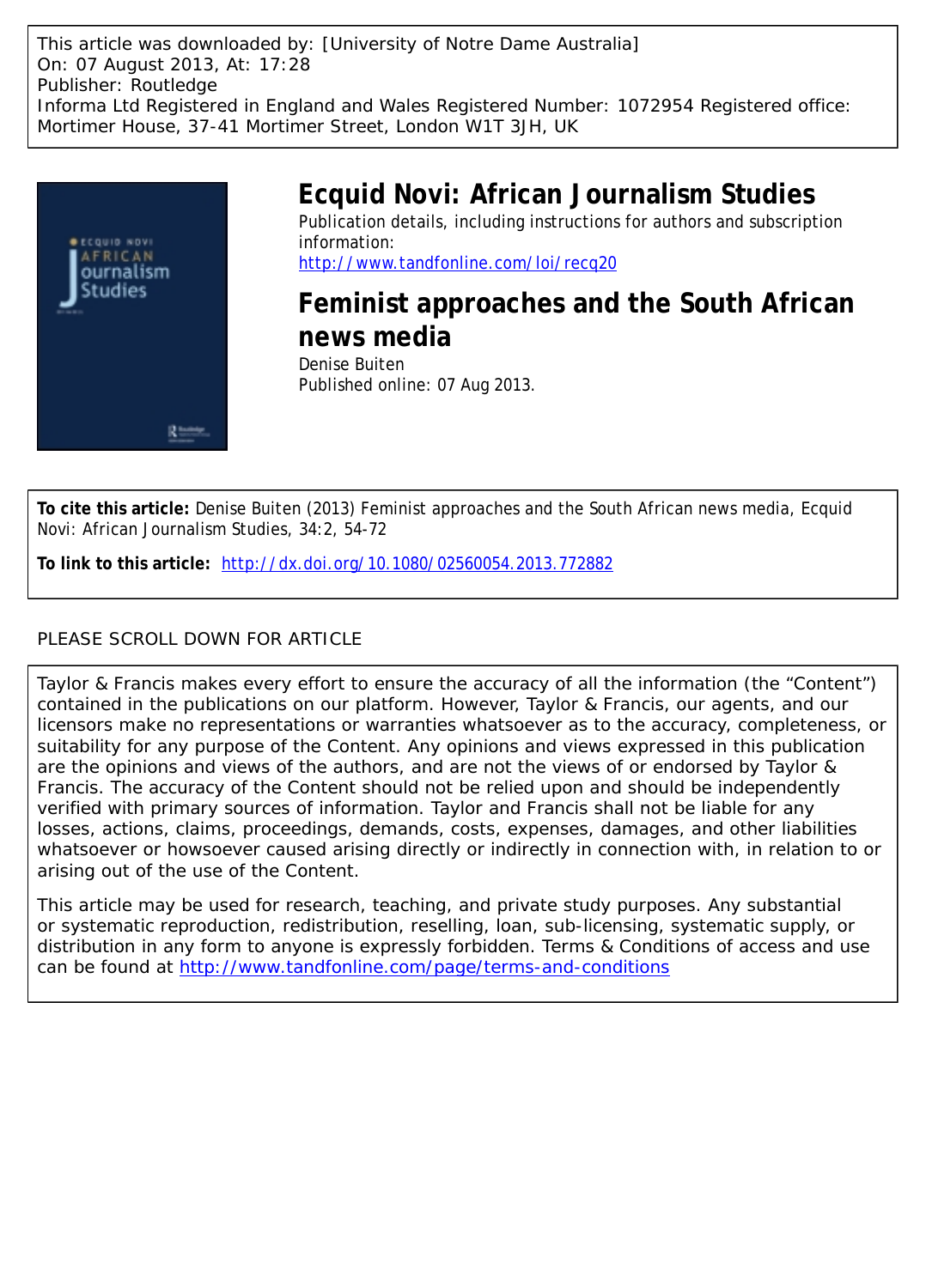This article was downloaded by: [University of Notre Dame Australia]
On: 07 August 2013, At: 17:28
Publisher: Routledge
Informa Ltd Registered in England and Wales Registered Number: 1072954 Registered office: Mortimer House, 37-41 Mortimer Street, London W1T 3JH, UK

# Ecquid Novi: African Journalism Studies

Publication details, including instructions for authors and subscription information:
http://www.tandfonline.com/loi/recq20

## Feminist approaches and the South African news media

Denise Buiten
Published online: 07 Aug 2013.

**To cite this article:** Denise Buiten (2013) Feminist approaches and the South African news media, Ecquid Novi: African Journalism Studies, 34:2, 54-72

**To link to this article:** http://dx.doi.org/10.1080/02560054.2013.772882

PLEASE SCROLL DOWN FOR ARTICLE

Taylor & Francis makes every effort to ensure the accuracy of all the information (the "Content") contained in the publications on our platform. However, Taylor & Francis, our agents, and our licensors make no representations or warranties whatsoever as to the accuracy, completeness, or suitability for any purpose of the Content. Any opinions and views expressed in this publication are the opinions and views of the authors, and are not the views of or endorsed by Taylor & Francis. The accuracy of the Content should not be relied upon and should be independently verified with primary sources of information. Taylor and Francis shall not be liable for any losses, actions, claims, proceedings, demands, costs, expenses, damages, and other liabilities whatsoever or howsoever caused arising directly or indirectly in connection with, in relation to or arising out of the use of the Content.

This article may be used for research, teaching, and private study purposes. Any substantial or systematic reproduction, redistribution, reselling, loan, sub-licensing, systematic supply, or distribution in any form to anyone is expressly forbidden. Terms & Conditions of access and use can be found at http://www.tandfonline.com/page/terms-and-conditions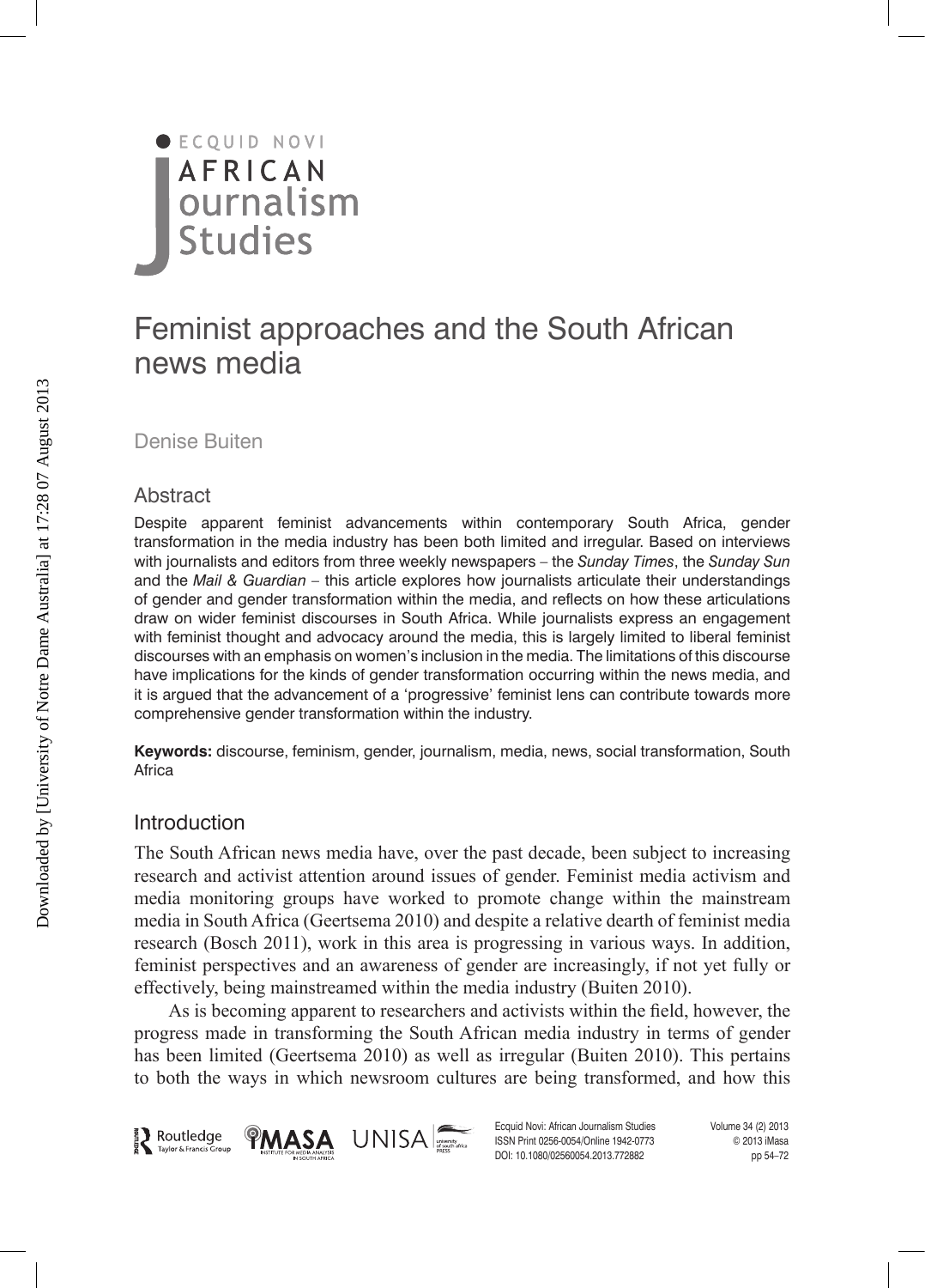# Feminist approaches and the South African news media

Denise Buiten

## Abstract

Despite apparent feminist advancements within contemporary South Africa, gender transformation in the media industry has been both limited and irregular. Based on interviews with journalists and editors from three weekly newspapers – the *Sunday Times*, the *Sunday Sun* and the *Mail & Guardian* – this article explores how journalists articulate their understandings of gender and gender transformation within the media, and reflects on how these articulations draw on wider feminist discourses in South Africa. While journalists express an engagement with feminist thought and advocacy around the media, this is largely limited to liberal feminist discourses with an emphasis on women's inclusion in the media. The limitations of this discourse have implications for the kinds of gender transformation occurring within the news media, and it is argued that the advancement of a 'progressive' feminist lens can contribute towards more comprehensive gender transformation within the industry.

**Keywords:** discourse, feminism, gender, journalism, media, news, social transformation, South Africa

## Introduction

The South African news media have, over the past decade, been subject to increasing research and activist attention around issues of gender. Feminist media activism and media monitoring groups have worked to promote change within the mainstream media in South Africa (Geertsema 2010) and despite a relative dearth of feminist media research (Bosch 2011), work in this area is progressing in various ways. In addition, feminist perspectives and an awareness of gender are increasingly, if not yet fully or effectively, being mainstreamed within the media industry (Buiten 2010).

As is becoming apparent to researchers and activists within the field, however, the progress made in transforming the South African media industry in terms of gender has been limited (Geertsema 2010) as well as irregular (Buiten 2010). This pertains to both the ways in which newsroom cultures are being transformed, and how this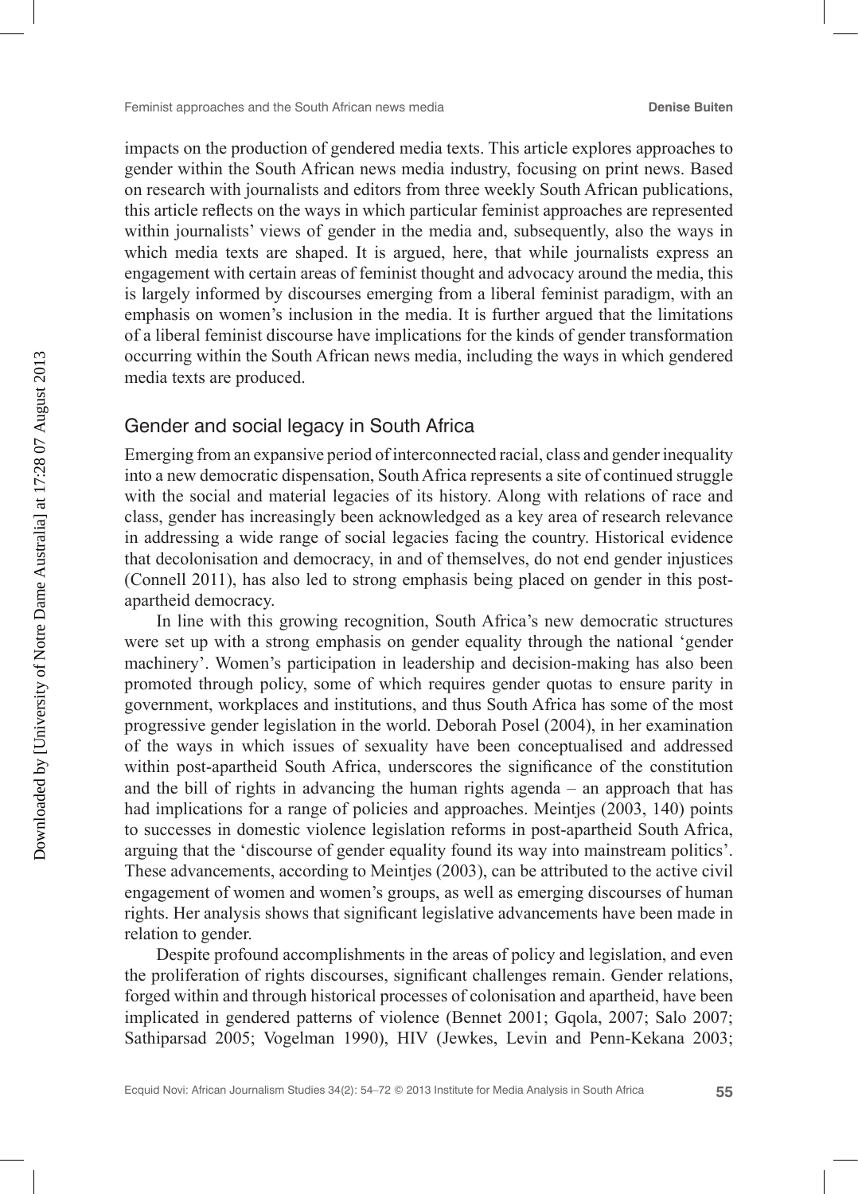impacts on the production of gendered media texts. This article explores approaches to gender within the South African news media industry, focusing on print news. Based on research with journalists and editors from three weekly South African publications, this article reflects on the ways in which particular feminist approaches are represented within journalists' views of gender in the media and, subsequently, also the ways in which media texts are shaped. It is argued, here, that while journalists express an engagement with certain areas of feminist thought and advocacy around the media, this is largely informed by discourses emerging from a liberal feminist paradigm, with an emphasis on women's inclusion in the media. It is further argued that the limitations of a liberal feminist discourse have implications for the kinds of gender transformation occurring within the South African news media, including the ways in which gendered media texts are produced.

## Gender and social legacy in South Africa

Emerging from an expansive period of interconnected racial, class and gender inequality into a new democratic dispensation, South Africa represents a site of continued struggle with the social and material legacies of its history. Along with relations of race and class, gender has increasingly been acknowledged as a key area of research relevance in addressing a wide range of social legacies facing the country. Historical evidence that decolonisation and democracy, in and of themselves, do not end gender injustices (Connell 2011), has also led to strong emphasis being placed on gender in this post-apartheid democracy.

In line with this growing recognition, South Africa's new democratic structures were set up with a strong emphasis on gender equality through the national 'gender machinery'. Women's participation in leadership and decision-making has also been promoted through policy, some of which requires gender quotas to ensure parity in government, workplaces and institutions, and thus South Africa has some of the most progressive gender legislation in the world. Deborah Posel (2004), in her examination of the ways in which issues of sexuality have been conceptualised and addressed within post-apartheid South Africa, underscores the significance of the constitution and the bill of rights in advancing the human rights agenda – an approach that has had implications for a range of policies and approaches. Meintjes (2003, 140) points to successes in domestic violence legislation reforms in post-apartheid South Africa, arguing that the 'discourse of gender equality found its way into mainstream politics'. These advancements, according to Meintjes (2003), can be attributed to the active civil engagement of women and women's groups, as well as emerging discourses of human rights. Her analysis shows that significant legislative advancements have been made in relation to gender.

Despite profound accomplishments in the areas of policy and legislation, and even the proliferation of rights discourses, significant challenges remain. Gender relations, forged within and through historical processes of colonisation and apartheid, have been implicated in gendered patterns of violence (Bennet 2001; Gqola, 2007; Salo 2007; Sathiparsad 2005; Vogelman 1990), HIV (Jewkes, Levin and Penn-Kekana 2003;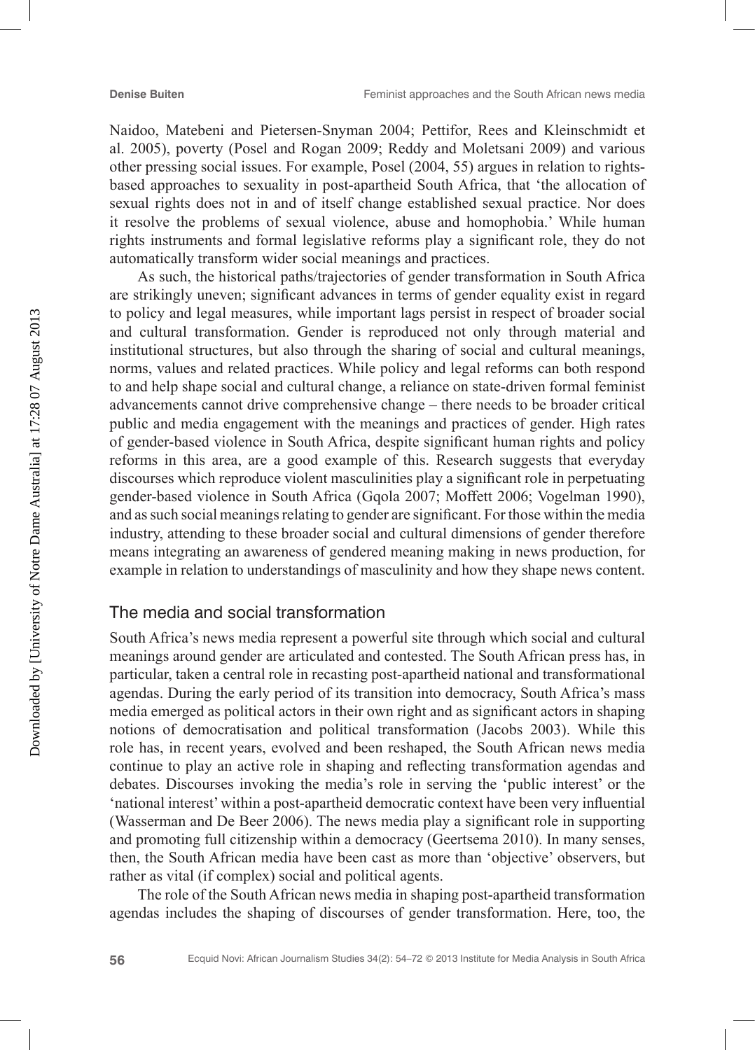Naidoo, Matebeni and Pietersen-Snyman 2004; Pettifor, Rees and Kleinschmidt et al. 2005), poverty (Posel and Rogan 2009; Reddy and Moletsani 2009) and various other pressing social issues. For example, Posel (2004, 55) argues in relation to rights-based approaches to sexuality in post-apartheid South Africa, that 'the allocation of sexual rights does not in and of itself change established sexual practice. Nor does it resolve the problems of sexual violence, abuse and homophobia.' While human rights instruments and formal legislative reforms play a significant role, they do not automatically transform wider social meanings and practices.

As such, the historical paths/trajectories of gender transformation in South Africa are strikingly uneven; significant advances in terms of gender equality exist in regard to policy and legal measures, while important lags persist in respect of broader social and cultural transformation. Gender is reproduced not only through material and institutional structures, but also through the sharing of social and cultural meanings, norms, values and related practices. While policy and legal reforms can both respond to and help shape social and cultural change, a reliance on state-driven formal feminist advancements cannot drive comprehensive change – there needs to be broader critical public and media engagement with the meanings and practices of gender. High rates of gender-based violence in South Africa, despite significant human rights and policy reforms in this area, are a good example of this. Research suggests that everyday discourses which reproduce violent masculinities play a significant role in perpetuating gender-based violence in South Africa (Gqola 2007; Moffett 2006; Vogelman 1990), and as such social meanings relating to gender are significant. For those within the media industry, attending to these broader social and cultural dimensions of gender therefore means integrating an awareness of gendered meaning making in news production, for example in relation to understandings of masculinity and how they shape news content.

## The media and social transformation

South Africa's news media represent a powerful site through which social and cultural meanings around gender are articulated and contested. The South African press has, in particular, taken a central role in recasting post-apartheid national and transformational agendas. During the early period of its transition into democracy, South Africa's mass media emerged as political actors in their own right and as significant actors in shaping notions of democratisation and political transformation (Jacobs 2003). While this role has, in recent years, evolved and been reshaped, the South African news media continue to play an active role in shaping and reflecting transformation agendas and debates. Discourses invoking the media's role in serving the 'public interest' or the 'national interest' within a post-apartheid democratic context have been very influential (Wasserman and De Beer 2006). The news media play a significant role in supporting and promoting full citizenship within a democracy (Geertsema 2010). In many senses, then, the South African media have been cast as more than 'objective' observers, but rather as vital (if complex) social and political agents.

The role of the South African news media in shaping post-apartheid transformation agendas includes the shaping of discourses of gender transformation. Here, too, the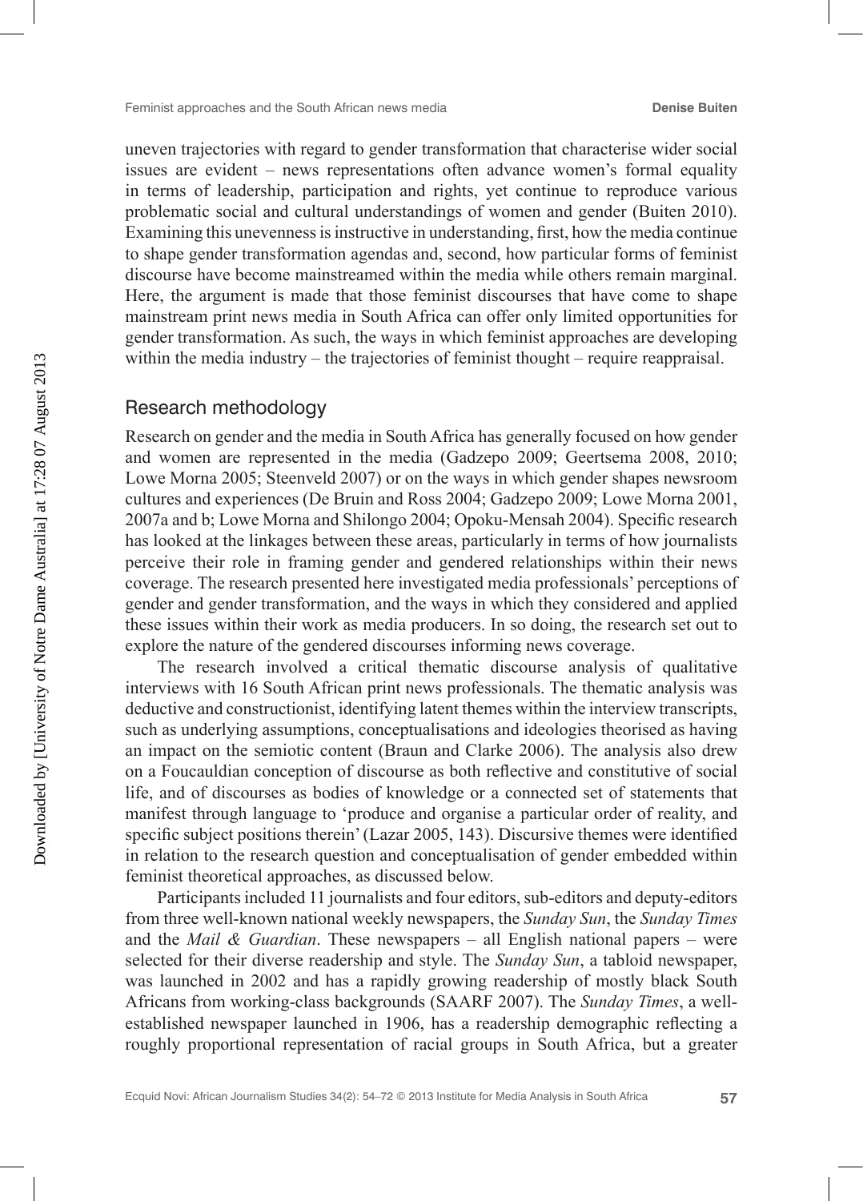uneven trajectories with regard to gender transformation that characterise wider social issues are evident – news representations often advance women's formal equality in terms of leadership, participation and rights, yet continue to reproduce various problematic social and cultural understandings of women and gender (Buiten 2010). Examining this unevenness is instructive in understanding, first, how the media continue to shape gender transformation agendas and, second, how particular forms of feminist discourse have become mainstreamed within the media while others remain marginal. Here, the argument is made that those feminist discourses that have come to shape mainstream print news media in South Africa can offer only limited opportunities for gender transformation. As such, the ways in which feminist approaches are developing within the media industry – the trajectories of feminist thought – require reappraisal.

## Research methodology

Research on gender and the media in South Africa has generally focused on how gender and women are represented in the media (Gadzepo 2009; Geertsema 2008, 2010; Lowe Morna 2005; Steenveld 2007) or on the ways in which gender shapes newsroom cultures and experiences (De Bruin and Ross 2004; Gadzepo 2009; Lowe Morna 2001, 2007a and b; Lowe Morna and Shilongo 2004; Opoku-Mensah 2004). Specific research has looked at the linkages between these areas, particularly in terms of how journalists perceive their role in framing gender and gendered relationships within their news coverage. The research presented here investigated media professionals' perceptions of gender and gender transformation, and the ways in which they considered and applied these issues within their work as media producers. In so doing, the research set out to explore the nature of the gendered discourses informing news coverage.

The research involved a critical thematic discourse analysis of qualitative interviews with 16 South African print news professionals. The thematic analysis was deductive and constructionist, identifying latent themes within the interview transcripts, such as underlying assumptions, conceptualisations and ideologies theorised as having an impact on the semiotic content (Braun and Clarke 2006). The analysis also drew on a Foucauldian conception of discourse as both reflective and constitutive of social life, and of discourses as bodies of knowledge or a connected set of statements that manifest through language to 'produce and organise a particular order of reality, and specific subject positions therein' (Lazar 2005, 143). Discursive themes were identified in relation to the research question and conceptualisation of gender embedded within feminist theoretical approaches, as discussed below.

Participants included 11 journalists and four editors, sub-editors and deputy-editors from three well-known national weekly newspapers, the *Sunday Sun*, the *Sunday Times* and the *Mail & Guardian*. These newspapers – all English national papers – were selected for their diverse readership and style. The *Sunday Sun*, a tabloid newspaper, was launched in 2002 and has a rapidly growing readership of mostly black South Africans from working-class backgrounds (SAARF 2007). The *Sunday Times*, a well-established newspaper launched in 1906, has a readership demographic reflecting a roughly proportional representation of racial groups in South Africa, but a greater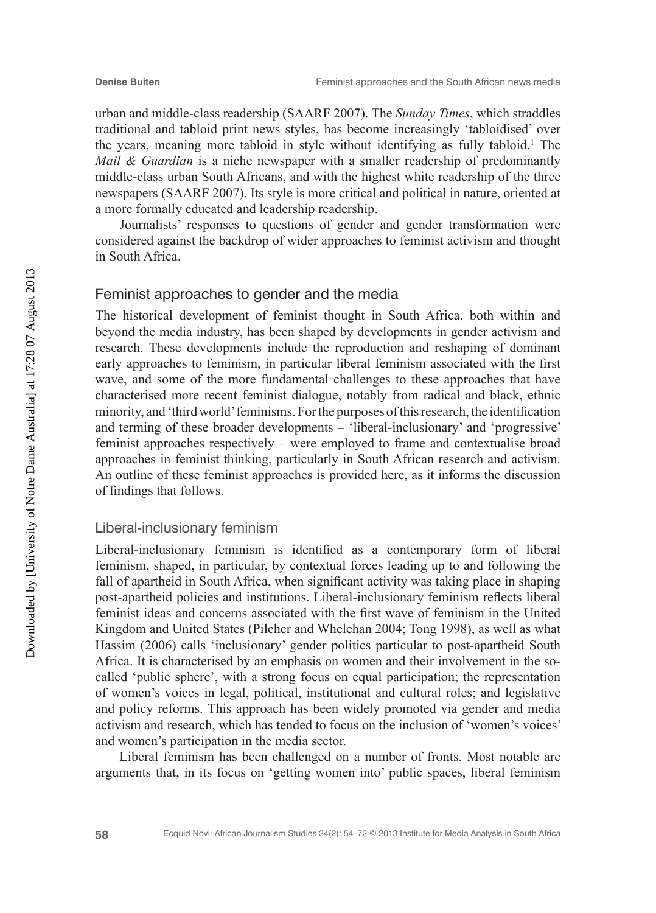urban and middle-class readership (SAARF 2007). The *Sunday Times*, which straddles traditional and tabloid print news styles, has become increasingly 'tabloidised' over the years, meaning more tabloid in style without identifying as fully tabloid.[1] The *Mail & Guardian* is a niche newspaper with a smaller readership of predominantly middle-class urban South Africans, and with the highest white readership of the three newspapers (SAARF 2007). Its style is more critical and political in nature, oriented at a more formally educated and leadership readership.

Journalists' responses to questions of gender and gender transformation were considered against the backdrop of wider approaches to feminist activism and thought in South Africa.

## Feminist approaches to gender and the media

The historical development of feminist thought in South Africa, both within and beyond the media industry, has been shaped by developments in gender activism and research. These developments include the reproduction and reshaping of dominant early approaches to feminism, in particular liberal feminism associated with the first wave, and some of the more fundamental challenges to these approaches that have characterised more recent feminist dialogue, notably from radical and black, ethnic minority, and 'third world' feminisms. For the purposes of this research, the identification and terming of these broader developments – 'liberal-inclusionary' and 'progressive' feminist approaches respectively – were employed to frame and contextualise broad approaches in feminist thinking, particularly in South African research and activism. An outline of these feminist approaches is provided here, as it informs the discussion of findings that follows.

### Liberal-inclusionary feminism

Liberal-inclusionary feminism is identified as a contemporary form of liberal feminism, shaped, in particular, by contextual forces leading up to and following the fall of apartheid in South Africa, when significant activity was taking place in shaping post-apartheid policies and institutions. Liberal-inclusionary feminism reflects liberal feminist ideas and concerns associated with the first wave of feminism in the United Kingdom and United States (Pilcher and Whelehan 2004; Tong 1998), as well as what Hassim (2006) calls 'inclusionary' gender politics particular to post-apartheid South Africa. It is characterised by an emphasis on women and their involvement in the so-called 'public sphere', with a strong focus on equal participation; the representation of women's voices in legal, political, institutional and cultural roles; and legislative and policy reforms. This approach has been widely promoted via gender and media activism and research, which has tended to focus on the inclusion of 'women's voices' and women's participation in the media sector.

Liberal feminism has been challenged on a number of fronts. Most notable are arguments that, in its focus on 'getting women into' public spaces, liberal feminism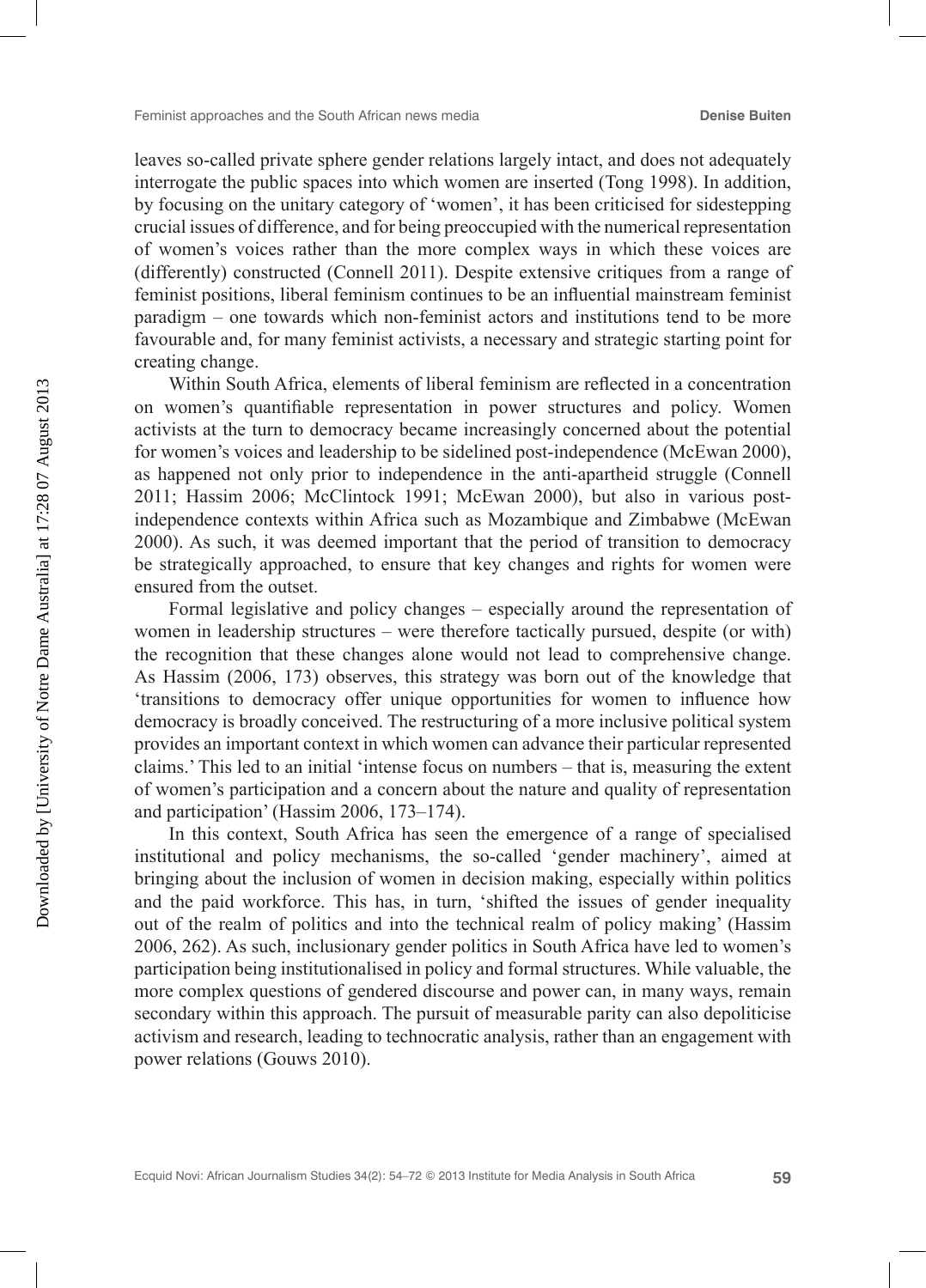leaves so-called private sphere gender relations largely intact, and does not adequately interrogate the public spaces into which women are inserted (Tong 1998). In addition, by focusing on the unitary category of 'women', it has been criticised for sidestepping crucial issues of difference, and for being preoccupied with the numerical representation of women's voices rather than the more complex ways in which these voices are (differently) constructed (Connell 2011). Despite extensive critiques from a range of feminist positions, liberal feminism continues to be an influential mainstream feminist paradigm – one towards which non-feminist actors and institutions tend to be more favourable and, for many feminist activists, a necessary and strategic starting point for creating change.

Within South Africa, elements of liberal feminism are reflected in a concentration on women's quantifiable representation in power structures and policy. Women activists at the turn to democracy became increasingly concerned about the potential for women's voices and leadership to be sidelined post-independence (McEwan 2000), as happened not only prior to independence in the anti-apartheid struggle (Connell 2011; Hassim 2006; McClintock 1991; McEwan 2000), but also in various post-independence contexts within Africa such as Mozambique and Zimbabwe (McEwan 2000). As such, it was deemed important that the period of transition to democracy be strategically approached, to ensure that key changes and rights for women were ensured from the outset.

Formal legislative and policy changes – especially around the representation of women in leadership structures – were therefore tactically pursued, despite (or with) the recognition that these changes alone would not lead to comprehensive change. As Hassim (2006, 173) observes, this strategy was born out of the knowledge that 'transitions to democracy offer unique opportunities for women to influence how democracy is broadly conceived. The restructuring of a more inclusive political system provides an important context in which women can advance their particular represented claims.' This led to an initial 'intense focus on numbers – that is, measuring the extent of women's participation and a concern about the nature and quality of representation and participation' (Hassim 2006, 173–174).

In this context, South Africa has seen the emergence of a range of specialised institutional and policy mechanisms, the so-called 'gender machinery', aimed at bringing about the inclusion of women in decision making, especially within politics and the paid workforce. This has, in turn, 'shifted the issues of gender inequality out of the realm of politics and into the technical realm of policy making' (Hassim 2006, 262). As such, inclusionary gender politics in South Africa have led to women's participation being institutionalised in policy and formal structures. While valuable, the more complex questions of gendered discourse and power can, in many ways, remain secondary within this approach. The pursuit of measurable parity can also depoliticise activism and research, leading to technocratic analysis, rather than an engagement with power relations (Gouws 2010).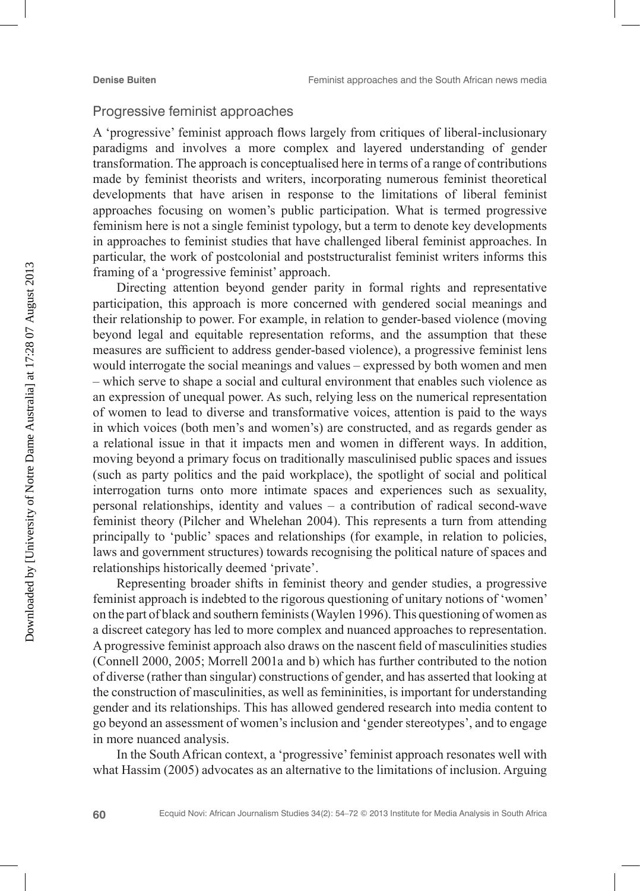## Progressive feminist approaches

A 'progressive' feminist approach flows largely from critiques of liberal-inclusionary paradigms and involves a more complex and layered understanding of gender transformation. The approach is conceptualised here in terms of a range of contributions made by feminist theorists and writers, incorporating numerous feminist theoretical developments that have arisen in response to the limitations of liberal feminist approaches focusing on women's public participation. What is termed progressive feminism here is not a single feminist typology, but a term to denote key developments in approaches to feminist studies that have challenged liberal feminist approaches. In particular, the work of postcolonial and poststructuralist feminist writers informs this framing of a 'progressive feminist' approach.

Directing attention beyond gender parity in formal rights and representative participation, this approach is more concerned with gendered social meanings and their relationship to power. For example, in relation to gender-based violence (moving beyond legal and equitable representation reforms, and the assumption that these measures are sufficient to address gender-based violence), a progressive feminist lens would interrogate the social meanings and values – expressed by both women and men – which serve to shape a social and cultural environment that enables such violence as an expression of unequal power. As such, relying less on the numerical representation of women to lead to diverse and transformative voices, attention is paid to the ways in which voices (both men's and women's) are constructed, and as regards gender as a relational issue in that it impacts men and women in different ways. In addition, moving beyond a primary focus on traditionally masculinised public spaces and issues (such as party politics and the paid workplace), the spotlight of social and political interrogation turns onto more intimate spaces and experiences such as sexuality, personal relationships, identity and values – a contribution of radical second-wave feminist theory (Pilcher and Whelehan 2004). This represents a turn from attending principally to 'public' spaces and relationships (for example, in relation to policies, laws and government structures) towards recognising the political nature of spaces and relationships historically deemed 'private'.

Representing broader shifts in feminist theory and gender studies, a progressive feminist approach is indebted to the rigorous questioning of unitary notions of 'women' on the part of black and southern feminists (Waylen 1996). This questioning of women as a discreet category has led to more complex and nuanced approaches to representation. A progressive feminist approach also draws on the nascent field of masculinities studies (Connell 2000, 2005; Morrell 2001a and b) which has further contributed to the notion of diverse (rather than singular) constructions of gender, and has asserted that looking at the construction of masculinities, as well as femininities, is important for understanding gender and its relationships. This has allowed gendered research into media content to go beyond an assessment of women's inclusion and 'gender stereotypes', and to engage in more nuanced analysis.

In the South African context, a 'progressive' feminist approach resonates well with what Hassim (2005) advocates as an alternative to the limitations of inclusion. Arguing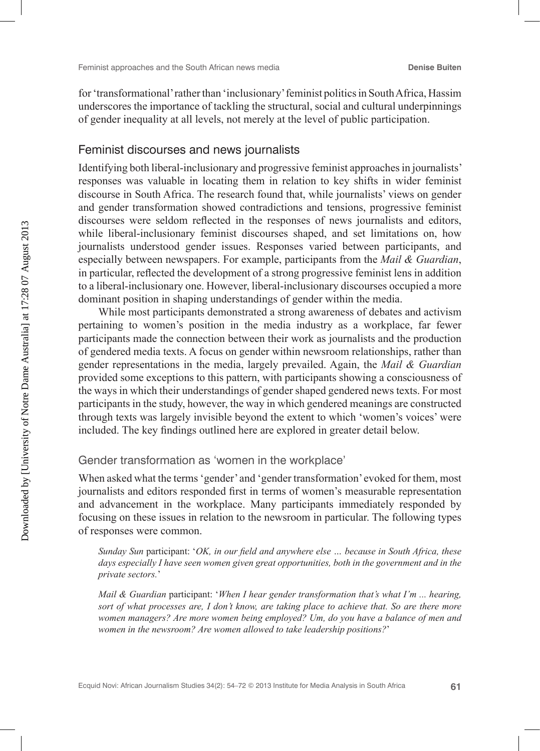for 'transformational' rather than 'inclusionary' feminist politics in South Africa, Hassim underscores the importance of tackling the structural, social and cultural underpinnings of gender inequality at all levels, not merely at the level of public participation.

## Feminist discourses and news journalists

Identifying both liberal-inclusionary and progressive feminist approaches in journalists' responses was valuable in locating them in relation to key shifts in wider feminist discourse in South Africa. The research found that, while journalists' views on gender and gender transformation showed contradictions and tensions, progressive feminist discourses were seldom reflected in the responses of news journalists and editors, while liberal-inclusionary feminist discourses shaped, and set limitations on, how journalists understood gender issues. Responses varied between participants, and especially between newspapers. For example, participants from the *Mail & Guardian*, in particular, reflected the development of a strong progressive feminist lens in addition to a liberal-inclusionary one. However, liberal-inclusionary discourses occupied a more dominant position in shaping understandings of gender within the media.

While most participants demonstrated a strong awareness of debates and activism pertaining to women's position in the media industry as a workplace, far fewer participants made the connection between their work as journalists and the production of gendered media texts. A focus on gender within newsroom relationships, rather than gender representations in the media, largely prevailed. Again, the *Mail & Guardian* provided some exceptions to this pattern, with participants showing a consciousness of the ways in which their understandings of gender shaped gendered news texts. For most participants in the study, however, the way in which gendered meanings are constructed through texts was largely invisible beyond the extent to which 'women's voices' were included. The key findings outlined here are explored in greater detail below.

### Gender transformation as 'women in the workplace'

When asked what the terms 'gender' and 'gender transformation' evoked for them, most journalists and editors responded first in terms of women's measurable representation and advancement in the workplace. Many participants immediately responded by focusing on these issues in relation to the newsroom in particular. The following types of responses were common.

> *Sunday Sun* participant: '*OK, in our field and anywhere else … because in South Africa, these days especially I have seen women given great opportunities, both in the government and in the private sectors.*'

> *Mail & Guardian* participant: '*When I hear gender transformation that's what I'm ... hearing, sort of what processes are, I don't know, are taking place to achieve that. So are there more women managers? Are more women being employed? Um, do you have a balance of men and women in the newsroom? Are women allowed to take leadership positions?*'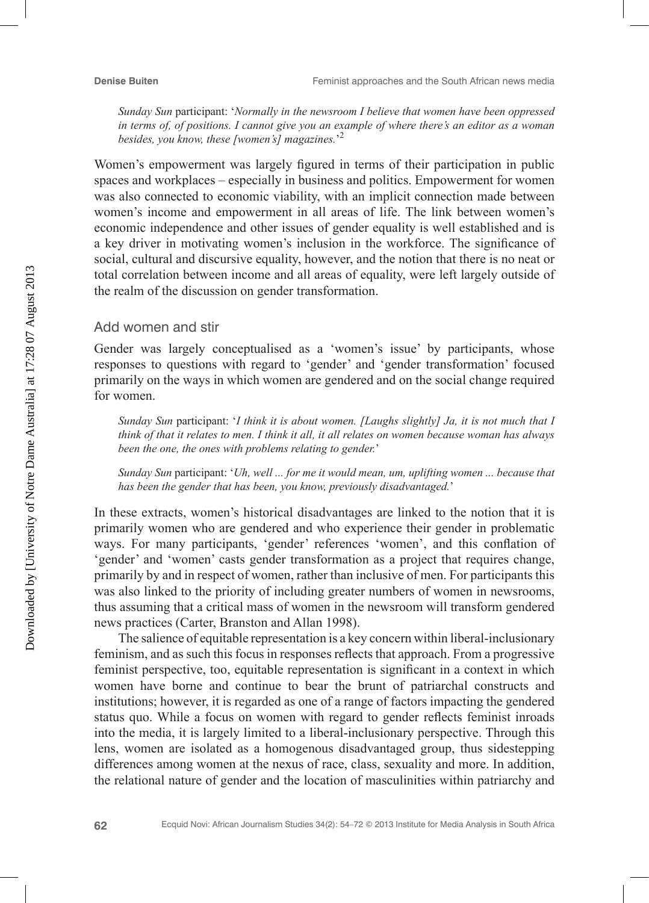*Sunday Sun* participant: '*Normally in the newsroom I believe that women have been oppressed in terms of, of positions. I cannot give you an example of where there's an editor as a woman besides, you know, these [women's] magazines.*'[2]

Women's empowerment was largely figured in terms of their participation in public spaces and workplaces – especially in business and politics. Empowerment for women was also connected to economic viability, with an implicit connection made between women's income and empowerment in all areas of life. The link between women's economic independence and other issues of gender equality is well established and is a key driver in motivating women's inclusion in the workforce. The significance of social, cultural and discursive equality, however, and the notion that there is no neat or total correlation between income and all areas of equality, were left largely outside of the realm of the discussion on gender transformation.

## Add women and stir

Gender was largely conceptualised as a 'women's issue' by participants, whose responses to questions with regard to 'gender' and 'gender transformation' focused primarily on the ways in which women are gendered and on the social change required for women.

*Sunday Sun* participant: '*I think it is about women. [Laughs slightly] Ja, it is not much that I think of that it relates to men. I think it all, it all relates on women because woman has always been the one, the ones with problems relating to gender.*'

*Sunday Sun* participant: '*Uh, well ... for me it would mean, um, uplifting women ... because that has been the gender that has been, you know, previously disadvantaged.*'

In these extracts, women's historical disadvantages are linked to the notion that it is primarily women who are gendered and who experience their gender in problematic ways. For many participants, 'gender' references 'women', and this conflation of 'gender' and 'women' casts gender transformation as a project that requires change, primarily by and in respect of women, rather than inclusive of men. For participants this was also linked to the priority of including greater numbers of women in newsrooms, thus assuming that a critical mass of women in the newsroom will transform gendered news practices (Carter, Branston and Allan 1998).

The salience of equitable representation is a key concern within liberal-inclusionary feminism, and as such this focus in responses reflects that approach. From a progressive feminist perspective, too, equitable representation is significant in a context in which women have borne and continue to bear the brunt of patriarchal constructs and institutions; however, it is regarded as one of a range of factors impacting the gendered status quo. While a focus on women with regard to gender reflects feminist inroads into the media, it is largely limited to a liberal-inclusionary perspective. Through this lens, women are isolated as a homogenous disadvantaged group, thus sidestepping differences among women at the nexus of race, class, sexuality and more. In addition, the relational nature of gender and the location of masculinities within patriarchy and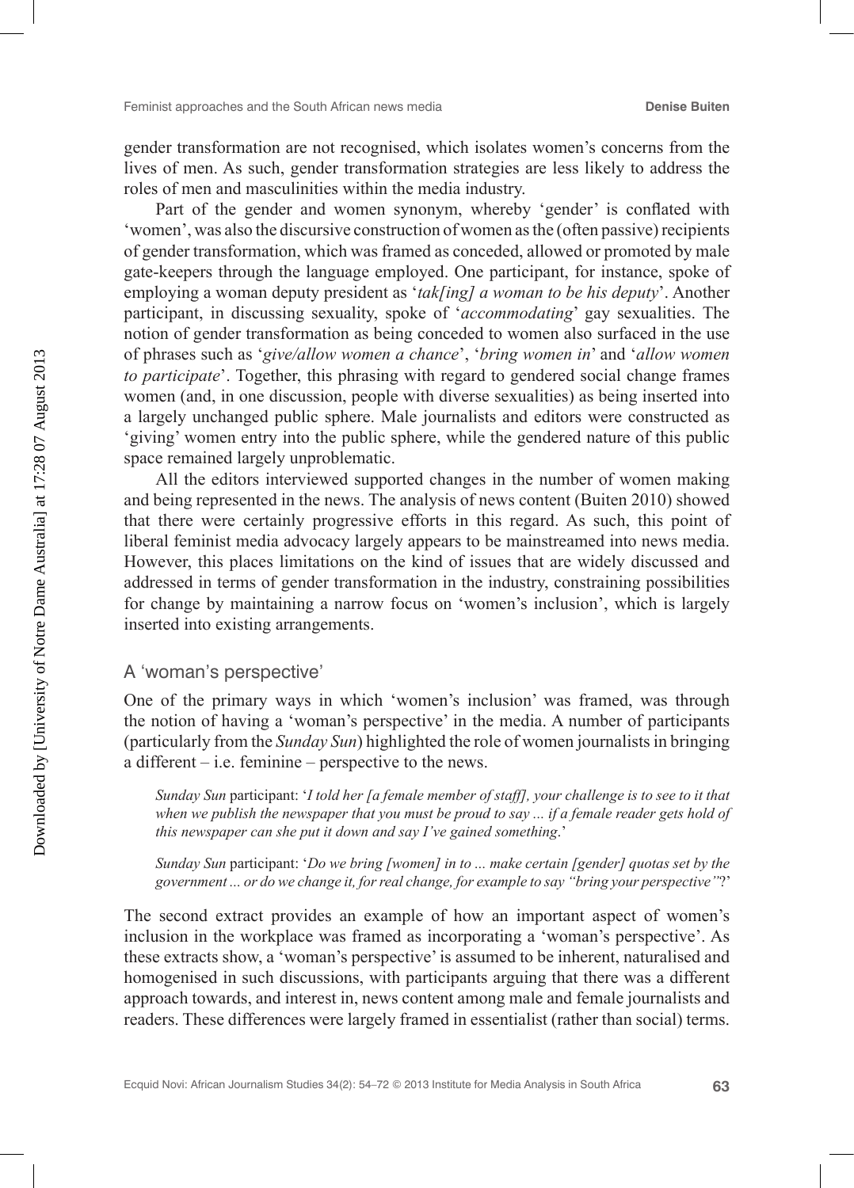gender transformation are not recognised, which isolates women's concerns from the lives of men. As such, gender transformation strategies are less likely to address the roles of men and masculinities within the media industry.

Part of the gender and women synonym, whereby 'gender' is conflated with 'women', was also the discursive construction of women as the (often passive) recipients of gender transformation, which was framed as conceded, allowed or promoted by male gate-keepers through the language employed. One participant, for instance, spoke of employing a woman deputy president as '*tak[ing] a woman to be his deputy*'. Another participant, in discussing sexuality, spoke of '*accommodating*' gay sexualities. The notion of gender transformation as being conceded to women also surfaced in the use of phrases such as '*give/allow women a chance*', '*bring women in*' and '*allow women to participate*'. Together, this phrasing with regard to gendered social change frames women (and, in one discussion, people with diverse sexualities) as being inserted into a largely unchanged public sphere. Male journalists and editors were constructed as 'giving' women entry into the public sphere, while the gendered nature of this public space remained largely unproblematic.

All the editors interviewed supported changes in the number of women making and being represented in the news. The analysis of news content (Buiten 2010) showed that there were certainly progressive efforts in this regard. As such, this point of liberal feminist media advocacy largely appears to be mainstreamed into news media. However, this places limitations on the kind of issues that are widely discussed and addressed in terms of gender transformation in the industry, constraining possibilities for change by maintaining a narrow focus on 'women's inclusion', which is largely inserted into existing arrangements.

## A 'woman's perspective'

One of the primary ways in which 'women's inclusion' was framed, was through the notion of having a 'woman's perspective' in the media. A number of participants (particularly from the *Sunday Sun*) highlighted the role of women journalists in bringing a different – i.e. feminine – perspective to the news.

> *Sunday Sun* participant: '*I told her [a female member of staff], your challenge is to see to it that when we publish the newspaper that you must be proud to say ... if a female reader gets hold of this newspaper can she put it down and say I've gained something.*'

> *Sunday Sun* participant: '*Do we bring [women] in to ... make certain [gender] quotas set by the government ... or do we change it, for real change, for example to say "bring your perspective"?*'

The second extract provides an example of how an important aspect of women's inclusion in the workplace was framed as incorporating a 'woman's perspective'. As these extracts show, a 'woman's perspective' is assumed to be inherent, naturalised and homogenised in such discussions, with participants arguing that there was a different approach towards, and interest in, news content among male and female journalists and readers. These differences were largely framed in essentialist (rather than social) terms.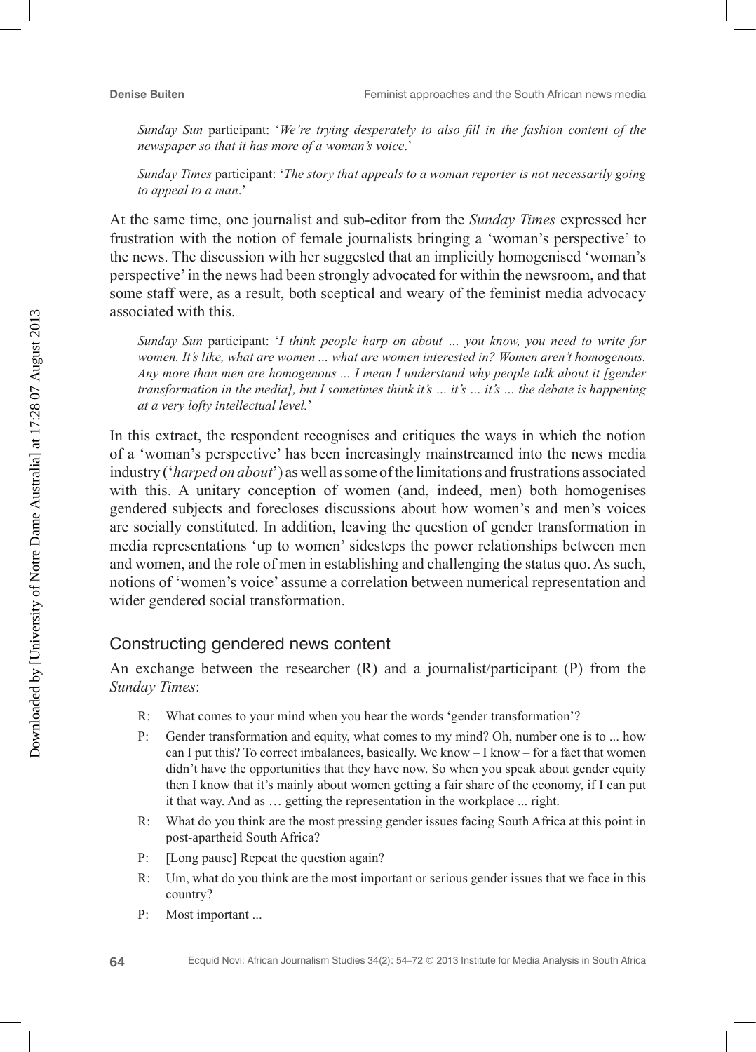*Sunday Sun* participant: '*We're trying desperately to also fill in the fashion content of the newspaper so that it has more of a woman's voice*.'

*Sunday Times* participant: '*The story that appeals to a woman reporter is not necessarily going to appeal to a man*.'

At the same time, one journalist and sub-editor from the *Sunday Times* expressed her frustration with the notion of female journalists bringing a 'woman's perspective' to the news. The discussion with her suggested that an implicitly homogenised 'woman's perspective' in the news had been strongly advocated for within the newsroom, and that some staff were, as a result, both sceptical and weary of the feminist media advocacy associated with this.

*Sunday Sun* participant: '*I think people harp on about ... you know, you need to write for women. It's like, what are women ... what are women interested in? Women aren't homogenous. Any more than men are homogenous ... I mean I understand why people talk about it [gender transformation in the media], but I sometimes think it's … it's ... it's … the debate is happening at a very lofty intellectual level.*'

In this extract, the respondent recognises and critiques the ways in which the notion of a 'woman's perspective' has been increasingly mainstreamed into the news media industry ('*harped on about*') as well as some of the limitations and frustrations associated with this. A unitary conception of women (and, indeed, men) both homogenises gendered subjects and forecloses discussions about how women's and men's voices are socially constituted. In addition, leaving the question of gender transformation in media representations 'up to women' sidesteps the power relationships between men and women, and the role of men in establishing and challenging the status quo. As such, notions of 'women's voice' assume a correlation between numerical representation and wider gendered social transformation.

## Constructing gendered news content

An exchange between the researcher (R) and a journalist/participant (P) from the *Sunday Times*:

R: What comes to your mind when you hear the words 'gender transformation'?

P: Gender transformation and equity, what comes to my mind? Oh, number one is to ... how can I put this? To correct imbalances, basically. We know – I know – for a fact that women didn't have the opportunities that they have now. So when you speak about gender equity then I know that it's mainly about women getting a fair share of the economy, if I can put it that way. And as … getting the representation in the workplace ... right.

R: What do you think are the most pressing gender issues facing South Africa at this point in post-apartheid South Africa?

P: [Long pause] Repeat the question again?

R: Um, what do you think are the most important or serious gender issues that we face in this country?

P: Most important ...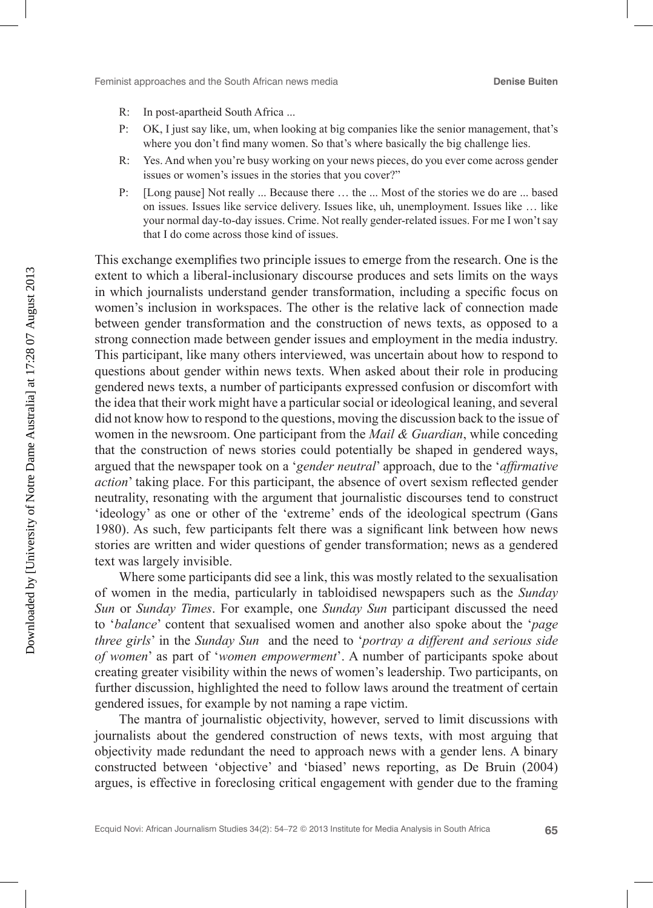R: In post-apartheid South Africa ...

P: OK, I just say like, um, when looking at big companies like the senior management, that's where you don't find many women. So that's where basically the big challenge lies.

R: Yes. And when you're busy working on your news pieces, do you ever come across gender issues or women's issues in the stories that you cover?"

P: [Long pause] Not really ... Because there … the ... Most of the stories we do are ... based on issues. Issues like service delivery. Issues like, uh, unemployment. Issues like … like your normal day-to-day issues. Crime. Not really gender-related issues. For me I won't say that I do come across those kind of issues.

This exchange exemplifies two principle issues to emerge from the research. One is the extent to which a liberal-inclusionary discourse produces and sets limits on the ways in which journalists understand gender transformation, including a specific focus on women's inclusion in workspaces. The other is the relative lack of connection made between gender transformation and the construction of news texts, as opposed to a strong connection made between gender issues and employment in the media industry. This participant, like many others interviewed, was uncertain about how to respond to questions about gender within news texts. When asked about their role in producing gendered news texts, a number of participants expressed confusion or discomfort with the idea that their work might have a particular social or ideological leaning, and several did not know how to respond to the questions, moving the discussion back to the issue of women in the newsroom. One participant from the *Mail & Guardian*, while conceding that the construction of news stories could potentially be shaped in gendered ways, argued that the newspaper took on a '*gender neutral*' approach, due to the '*affirmative action*' taking place. For this participant, the absence of overt sexism reflected gender neutrality, resonating with the argument that journalistic discourses tend to construct 'ideology' as one or other of the 'extreme' ends of the ideological spectrum (Gans 1980). As such, few participants felt there was a significant link between how news stories are written and wider questions of gender transformation; news as a gendered text was largely invisible.

Where some participants did see a link, this was mostly related to the sexualisation of women in the media, particularly in tabloidised newspapers such as the *Sunday Sun* or *Sunday Times*. For example, one *Sunday Sun* participant discussed the need to '*balance*' content that sexualised women and another also spoke about the '*page three girls*' in the *Sunday Sun* and the need to '*portray a different and serious side of women*' as part of '*women empowerment*'. A number of participants spoke about creating greater visibility within the news of women's leadership. Two participants, on further discussion, highlighted the need to follow laws around the treatment of certain gendered issues, for example by not naming a rape victim.

The mantra of journalistic objectivity, however, served to limit discussions with journalists about the gendered construction of news texts, with most arguing that objectivity made redundant the need to approach news with a gender lens. A binary constructed between 'objective' and 'biased' news reporting, as De Bruin (2004) argues, is effective in foreclosing critical engagement with gender due to the framing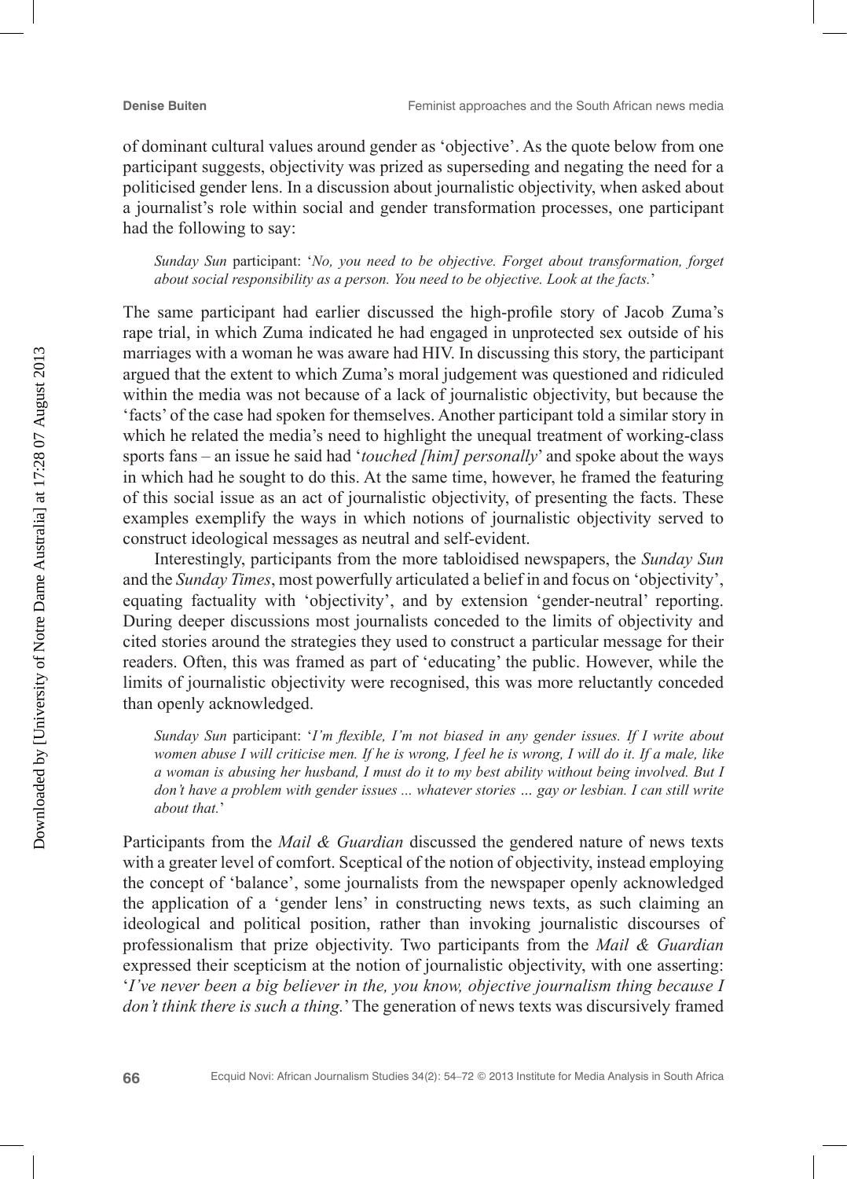of dominant cultural values around gender as 'objective'. As the quote below from one participant suggests, objectivity was prized as superseding and negating the need for a politicised gender lens. In a discussion about journalistic objectivity, when asked about a journalist's role within social and gender transformation processes, one participant had the following to say:

> *Sunday Sun* participant: '*No, you need to be objective. Forget about transformation, forget about social responsibility as a person. You need to be objective. Look at the facts.*'

The same participant had earlier discussed the high-profile story of Jacob Zuma's rape trial, in which Zuma indicated he had engaged in unprotected sex outside of his marriages with a woman he was aware had HIV. In discussing this story, the participant argued that the extent to which Zuma's moral judgement was questioned and ridiculed within the media was not because of a lack of journalistic objectivity, but because the 'facts' of the case had spoken for themselves. Another participant told a similar story in which he related the media's need to highlight the unequal treatment of working-class sports fans – an issue he said had '*touched [him] personally*' and spoke about the ways in which had he sought to do this. At the same time, however, he framed the featuring of this social issue as an act of journalistic objectivity, of presenting the facts. These examples exemplify the ways in which notions of journalistic objectivity served to construct ideological messages as neutral and self-evident.

Interestingly, participants from the more tabloidised newspapers, the *Sunday Sun* and the *Sunday Times*, most powerfully articulated a belief in and focus on 'objectivity', equating factuality with 'objectivity', and by extension 'gender-neutral' reporting. During deeper discussions most journalists conceded to the limits of objectivity and cited stories around the strategies they used to construct a particular message for their readers. Often, this was framed as part of 'educating' the public. However, while the limits of journalistic objectivity were recognised, this was more reluctantly conceded than openly acknowledged.

> *Sunday Sun* participant: '*I'm flexible, I'm not biased in any gender issues. If I write about women abuse I will criticise men. If he is wrong, I feel he is wrong, I will do it. If a male, like a woman is abusing her husband, I must do it to my best ability without being involved. But I don't have a problem with gender issues ... whatever stories … gay or lesbian. I can still write about that.*'

Participants from the *Mail & Guardian* discussed the gendered nature of news texts with a greater level of comfort. Sceptical of the notion of objectivity, instead employing the concept of 'balance', some journalists from the newspaper openly acknowledged the application of a 'gender lens' in constructing news texts, as such claiming an ideological and political position, rather than invoking journalistic discourses of professionalism that prize objectivity. Two participants from the *Mail & Guardian* expressed their scepticism at the notion of journalistic objectivity, with one asserting: '*I've never been a big believer in the, you know, objective journalism thing because I don't think there is such a thing.*' The generation of news texts was discursively framed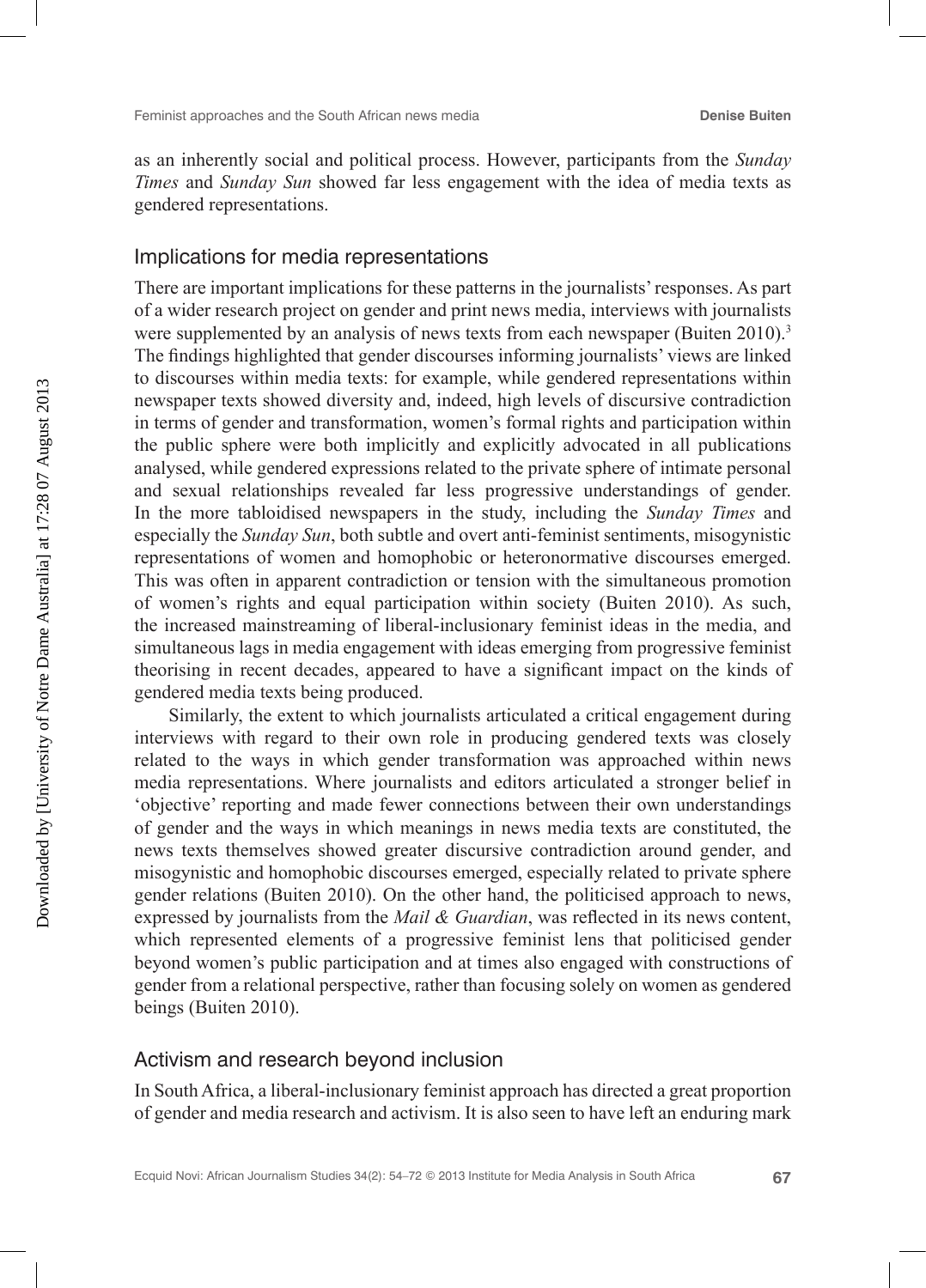as an inherently social and political process. However, participants from the *Sunday Times* and *Sunday Sun* showed far less engagement with the idea of media texts as gendered representations.

## Implications for media representations

There are important implications for these patterns in the journalists' responses. As part of a wider research project on gender and print news media, interviews with journalists were supplemented by an analysis of news texts from each newspaper (Buiten 2010).[3] The findings highlighted that gender discourses informing journalists' views are linked to discourses within media texts: for example, while gendered representations within newspaper texts showed diversity and, indeed, high levels of discursive contradiction in terms of gender and transformation, women's formal rights and participation within the public sphere were both implicitly and explicitly advocated in all publications analysed, while gendered expressions related to the private sphere of intimate personal and sexual relationships revealed far less progressive understandings of gender. In the more tabloidised newspapers in the study, including the *Sunday Times* and especially the *Sunday Sun*, both subtle and overt anti-feminist sentiments, misogynistic representations of women and homophobic or heteronormative discourses emerged. This was often in apparent contradiction or tension with the simultaneous promotion of women's rights and equal participation within society (Buiten 2010). As such, the increased mainstreaming of liberal-inclusionary feminist ideas in the media, and simultaneous lags in media engagement with ideas emerging from progressive feminist theorising in recent decades, appeared to have a significant impact on the kinds of gendered media texts being produced.

Similarly, the extent to which journalists articulated a critical engagement during interviews with regard to their own role in producing gendered texts was closely related to the ways in which gender transformation was approached within news media representations. Where journalists and editors articulated a stronger belief in 'objective' reporting and made fewer connections between their own understandings of gender and the ways in which meanings in news media texts are constituted, the news texts themselves showed greater discursive contradiction around gender, and misogynistic and homophobic discourses emerged, especially related to private sphere gender relations (Buiten 2010). On the other hand, the politicised approach to news, expressed by journalists from the *Mail & Guardian*, was reflected in its news content, which represented elements of a progressive feminist lens that politicised gender beyond women's public participation and at times also engaged with constructions of gender from a relational perspective, rather than focusing solely on women as gendered beings (Buiten 2010).

## Activism and research beyond inclusion

In South Africa, a liberal-inclusionary feminist approach has directed a great proportion of gender and media research and activism. It is also seen to have left an enduring mark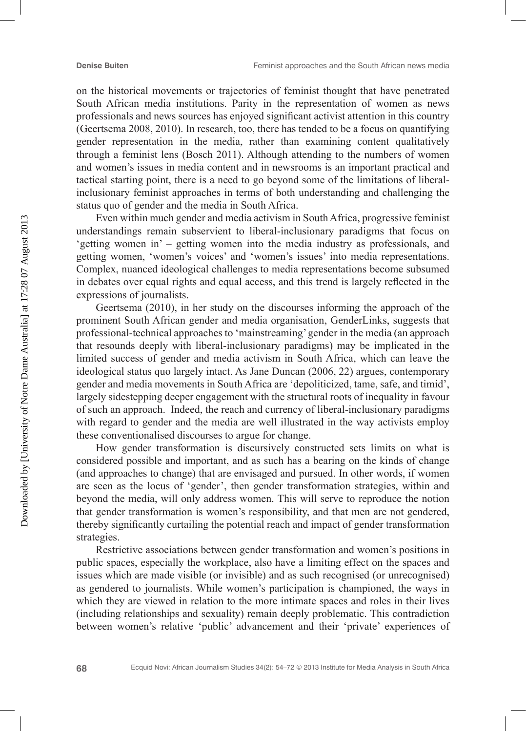on the historical movements or trajectories of feminist thought that have penetrated South African media institutions. Parity in the representation of women as news professionals and news sources has enjoyed significant activist attention in this country (Geertsema 2008, 2010). In research, too, there has tended to be a focus on quantifying gender representation in the media, rather than examining content qualitatively through a feminist lens (Bosch 2011). Although attending to the numbers of women and women's issues in media content and in newsrooms is an important practical and tactical starting point, there is a need to go beyond some of the limitations of liberal-inclusionary feminist approaches in terms of both understanding and challenging the status quo of gender and the media in South Africa.

Even within much gender and media activism in South Africa, progressive feminist understandings remain subservient to liberal-inclusionary paradigms that focus on 'getting women in' – getting women into the media industry as professionals, and getting women, 'women's voices' and 'women's issues' into media representations. Complex, nuanced ideological challenges to media representations become subsumed in debates over equal rights and equal access, and this trend is largely reflected in the expressions of journalists.

Geertsema (2010), in her study on the discourses informing the approach of the prominent South African gender and media organisation, GenderLinks, suggests that professional-technical approaches to 'mainstreaming' gender in the media (an approach that resounds deeply with liberal-inclusionary paradigms) may be implicated in the limited success of gender and media activism in South Africa, which can leave the ideological status quo largely intact. As Jane Duncan (2006, 22) argues, contemporary gender and media movements in South Africa are 'depoliticized, tame, safe, and timid', largely sidestepping deeper engagement with the structural roots of inequality in favour of such an approach. Indeed, the reach and currency of liberal-inclusionary paradigms with regard to gender and the media are well illustrated in the way activists employ these conventionalised discourses to argue for change.

How gender transformation is discursively constructed sets limits on what is considered possible and important, and as such has a bearing on the kinds of change (and approaches to change) that are envisaged and pursued. In other words, if women are seen as the locus of 'gender', then gender transformation strategies, within and beyond the media, will only address women. This will serve to reproduce the notion that gender transformation is women's responsibility, and that men are not gendered, thereby significantly curtailing the potential reach and impact of gender transformation strategies.

Restrictive associations between gender transformation and women's positions in public spaces, especially the workplace, also have a limiting effect on the spaces and issues which are made visible (or invisible) and as such recognised (or unrecognised) as gendered to journalists. While women's participation is championed, the ways in which they are viewed in relation to the more intimate spaces and roles in their lives (including relationships and sexuality) remain deeply problematic. This contradiction between women's relative 'public' advancement and their 'private' experiences of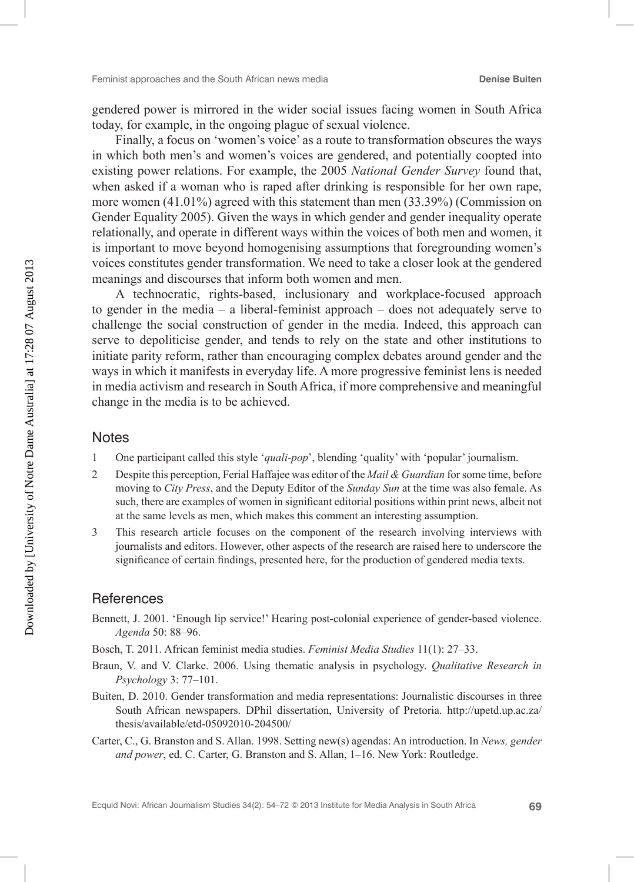gendered power is mirrored in the wider social issues facing women in South Africa today, for example, in the ongoing plague of sexual violence.

Finally, a focus on 'women's voice' as a route to transformation obscures the ways in which both men's and women's voices are gendered, and potentially coopted into existing power relations. For example, the 2005 *National Gender Survey* found that, when asked if a woman who is raped after drinking is responsible for her own rape, more women (41.01%) agreed with this statement than men (33.39%) (Commission on Gender Equality 2005). Given the ways in which gender and gender inequality operate relationally, and operate in different ways within the voices of both men and women, it is important to move beyond homogenising assumptions that foregrounding women's voices constitutes gender transformation. We need to take a closer look at the gendered meanings and discourses that inform both women and men.

A technocratic, rights-based, inclusionary and workplace-focused approach to gender in the media – a liberal-feminist approach – does not adequately serve to challenge the social construction of gender in the media. Indeed, this approach can serve to depoliticise gender, and tends to rely on the state and other institutions to initiate parity reform, rather than encouraging complex debates around gender and the ways in which it manifests in everyday life. A more progressive feminist lens is needed in media activism and research in South Africa, if more comprehensive and meaningful change in the media is to be achieved.

## Notes

1. One participant called this style '*quali-pop*', blending 'quality' with 'popular' journalism.
2. Despite this perception, Ferial Haffajee was editor of the *Mail & Guardian* for some time, before moving to *City Press*, and the Deputy Editor of the *Sunday Sun* at the time was also female. As such, there are examples of women in significant editorial positions within print news, albeit not at the same levels as men, which makes this comment an interesting assumption.
3. This research article focuses on the component of the research involving interviews with journalists and editors. However, other aspects of the research are raised here to underscore the significance of certain findings, presented here, for the production of gendered media texts.

## References

Bennett, J. 2001. 'Enough lip service!' Hearing post-colonial experience of gender-based violence. *Agenda* 50: 88–96.

Bosch, T. 2011. African feminist media studies. *Feminist Media Studies* 11(1): 27–33.

Braun, V. and V. Clarke. 2006. Using thematic analysis in psychology. *Qualitative Research in Psychology* 3: 77–101.

Buiten, D. 2010. Gender transformation and media representations: Journalistic discourses in three South African newspapers. DPhil dissertation, University of Pretoria. http://upetd.up.ac.za/thesis/available/etd-05092010-204500/

Carter, C., G. Branston and S. Allan. 1998. Setting new(s) agendas: An introduction. In *News, gender and power*, ed. C. Carter, G. Branston and S. Allan, 1–16. New York: Routledge.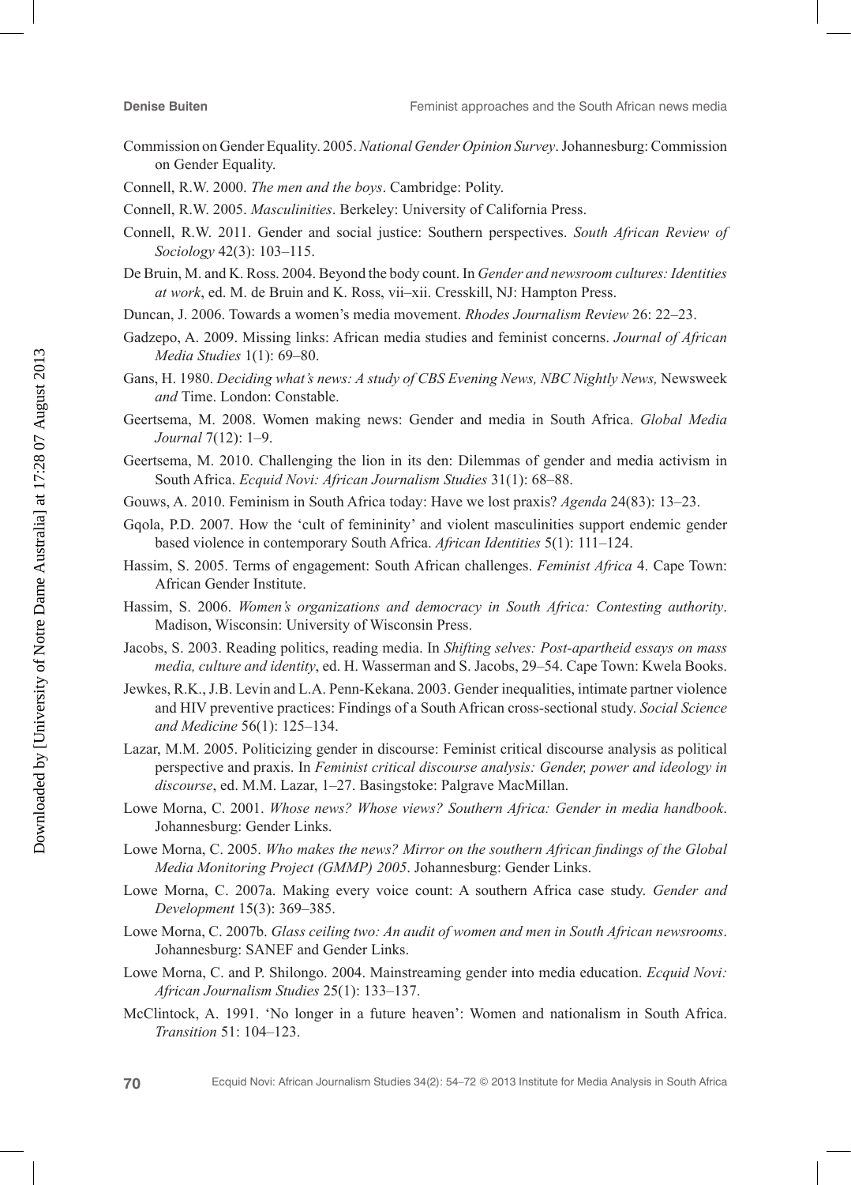Commission on Gender Equality. 2005. *National Gender Opinion Survey*. Johannesburg: Commission on Gender Equality.

Connell, R.W. 2000. *The men and the boys*. Cambridge: Polity.

Connell, R.W. 2005. *Masculinities*. Berkeley: University of California Press.

Connell, R.W. 2011. Gender and social justice: Southern perspectives. *South African Review of Sociology* 42(3): 103–115.

De Bruin, M. and K. Ross. 2004. Beyond the body count. In *Gender and newsroom cultures: Identities at work*, ed. M. de Bruin and K. Ross, vii–xii. Cresskill, NJ: Hampton Press.

Duncan, J. 2006. Towards a women's media movement. *Rhodes Journalism Review* 26: 22–23.

Gadzepo, A. 2009. Missing links: African media studies and feminist concerns. *Journal of African Media Studies* 1(1): 69–80.

Gans, H. 1980. *Deciding what's news: A study of CBS Evening News, NBC Nightly News,* Newsweek *and* Time. London: Constable.

Geertsema, M. 2008. Women making news: Gender and media in South Africa. *Global Media Journal* 7(12): 1–9.

Geertsema, M. 2010. Challenging the lion in its den: Dilemmas of gender and media activism in South Africa. *Ecquid Novi: African Journalism Studies* 31(1): 68–88.

Gouws, A. 2010. Feminism in South Africa today: Have we lost praxis? *Agenda* 24(83): 13–23.

Gqola, P.D. 2007. How the 'cult of femininity' and violent masculinities support endemic gender based violence in contemporary South Africa. *African Identities* 5(1): 111–124.

Hassim, S. 2005. Terms of engagement: South African challenges. *Feminist Africa* 4. Cape Town: African Gender Institute.

Hassim, S. 2006. *Women's organizations and democracy in South Africa: Contesting authority*. Madison, Wisconsin: University of Wisconsin Press.

Jacobs, S. 2003. Reading politics, reading media. In *Shifting selves: Post-apartheid essays on mass media, culture and identity*, ed. H. Wasserman and S. Jacobs, 29–54. Cape Town: Kwela Books.

Jewkes, R.K., J.B. Levin and L.A. Penn-Kekana. 2003. Gender inequalities, intimate partner violence and HIV preventive practices: Findings of a South African cross-sectional study. *Social Science and Medicine* 56(1): 125–134.

Lazar, M.M. 2005. Politicizing gender in discourse: Feminist critical discourse analysis as political perspective and praxis. In *Feminist critical discourse analysis: Gender, power and ideology in discourse*, ed. M.M. Lazar, 1–27. Basingstoke: Palgrave MacMillan.

Lowe Morna, C. 2001. *Whose news? Whose views? Southern Africa: Gender in media handbook*. Johannesburg: Gender Links.

Lowe Morna, C. 2005. *Who makes the news? Mirror on the southern African findings of the Global Media Monitoring Project (GMMP) 2005*. Johannesburg: Gender Links.

Lowe Morna, C. 2007a. Making every voice count: A southern Africa case study. *Gender and Development* 15(3): 369–385.

Lowe Morna, C. 2007b. *Glass ceiling two: An audit of women and men in South African newsrooms*. Johannesburg: SANEF and Gender Links.

Lowe Morna, C. and P. Shilongo. 2004. Mainstreaming gender into media education. *Ecquid Novi: African Journalism Studies* 25(1): 133–137.

McClintock, A. 1991. 'No longer in a future heaven': Women and nationalism in South Africa. *Transition* 51: 104–123.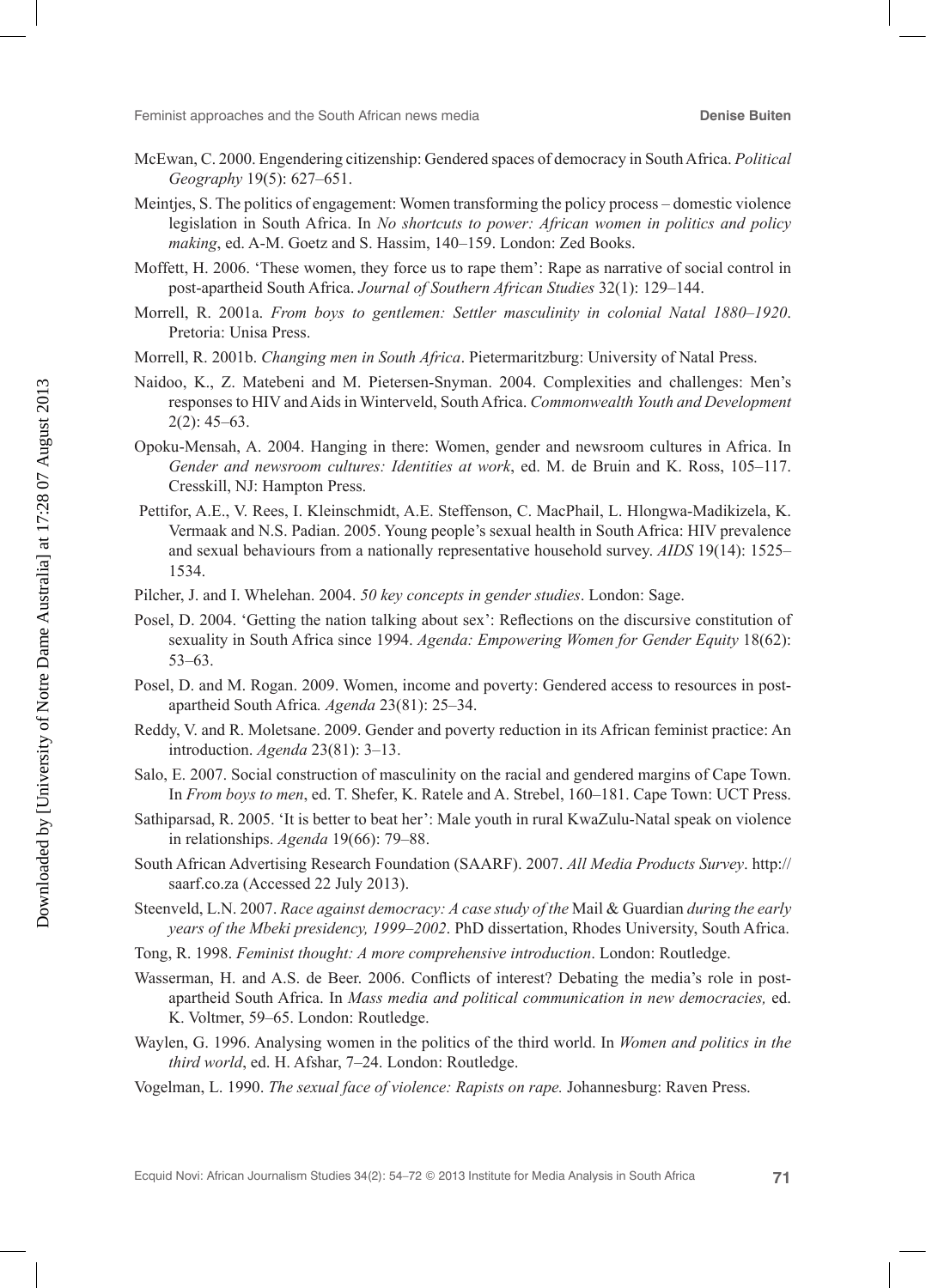McEwan, C. 2000. Engendering citizenship: Gendered spaces of democracy in South Africa. *Political Geography* 19(5): 627–651.

Meintjes, S. The politics of engagement: Women transforming the policy process – domestic violence legislation in South Africa. In *No shortcuts to power: African women in politics and policy making*, ed. A-M. Goetz and S. Hassim, 140–159. London: Zed Books.

Moffett, H. 2006. 'These women, they force us to rape them': Rape as narrative of social control in post-apartheid South Africa. *Journal of Southern African Studies* 32(1): 129–144.

Morrell, R. 2001a. *From boys to gentlemen: Settler masculinity in colonial Natal 1880–1920*. Pretoria: Unisa Press.

Morrell, R. 2001b. *Changing men in South Africa*. Pietermaritzburg: University of Natal Press.

Naidoo, K., Z. Matebeni and M. Pietersen-Snyman. 2004. Complexities and challenges: Men's responses to HIV and Aids in Winterveld, South Africa. *Commonwealth Youth and Development* 2(2): 45–63.

Opoku-Mensah, A. 2004. Hanging in there: Women, gender and newsroom cultures in Africa. In *Gender and newsroom cultures: Identities at work*, ed. M. de Bruin and K. Ross, 105–117. Cresskill, NJ: Hampton Press.

Pettifor, A.E., V. Rees, I. Kleinschmidt, A.E. Steffenson, C. MacPhail, L. Hlongwa-Madikizela, K. Vermaak and N.S. Padian. 2005. Young people's sexual health in South Africa: HIV prevalence and sexual behaviours from a nationally representative household survey. *AIDS* 19(14): 1525–1534.

Pilcher, J. and I. Whelehan. 2004. *50 key concepts in gender studies*. London: Sage.

Posel, D. 2004. 'Getting the nation talking about sex': Reflections on the discursive constitution of sexuality in South Africa since 1994. *Agenda: Empowering Women for Gender Equity* 18(62): 53–63.

Posel, D. and M. Rogan. 2009. Women, income and poverty: Gendered access to resources in post-apartheid South Africa*. Agenda* 23(81): 25–34.

Reddy, V. and R. Moletsane. 2009. Gender and poverty reduction in its African feminist practice: An introduction. *Agenda* 23(81): 3–13.

Salo, E. 2007. Social construction of masculinity on the racial and gendered margins of Cape Town. In *From boys to men*, ed. T. Shefer, K. Ratele and A. Strebel, 160–181. Cape Town: UCT Press.

Sathiparsad, R. 2005. 'It is better to beat her': Male youth in rural KwaZulu-Natal speak on violence in relationships. *Agenda* 19(66): 79–88.

South African Advertising Research Foundation (SAARF). 2007. *All Media Products Survey*. http://saarf.co.za (Accessed 22 July 2013).

Steenveld, L.N. 2007. *Race against democracy: A case study of the* Mail & Guardian *during the early years of the Mbeki presidency, 1999–2002*. PhD dissertation, Rhodes University, South Africa.

Tong, R. 1998. *Feminist thought: A more comprehensive introduction*. London: Routledge.

Wasserman, H. and A.S. de Beer. 2006. Conflicts of interest? Debating the media's role in post-apartheid South Africa. In *Mass media and political communication in new democracies,* ed. K. Voltmer, 59–65. London: Routledge.

Waylen, G. 1996. Analysing women in the politics of the third world. In *Women and politics in the third world*, ed. H. Afshar, 7–24. London: Routledge.

Vogelman, L. 1990. *The sexual face of violence: Rapists on rape.* Johannesburg: Raven Press.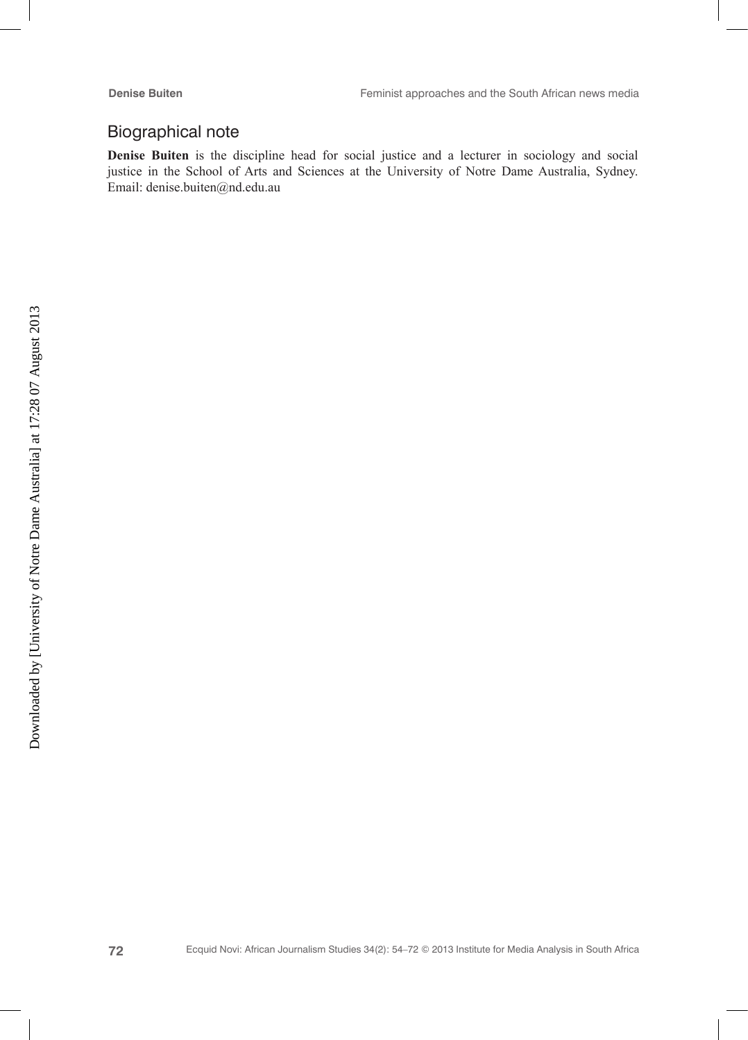## Biographical note

**Denise Buiten** is the discipline head for social justice and a lecturer in sociology and social justice in the School of Arts and Sciences at the University of Notre Dame Australia, Sydney. Email: denise.buiten@nd.edu.au